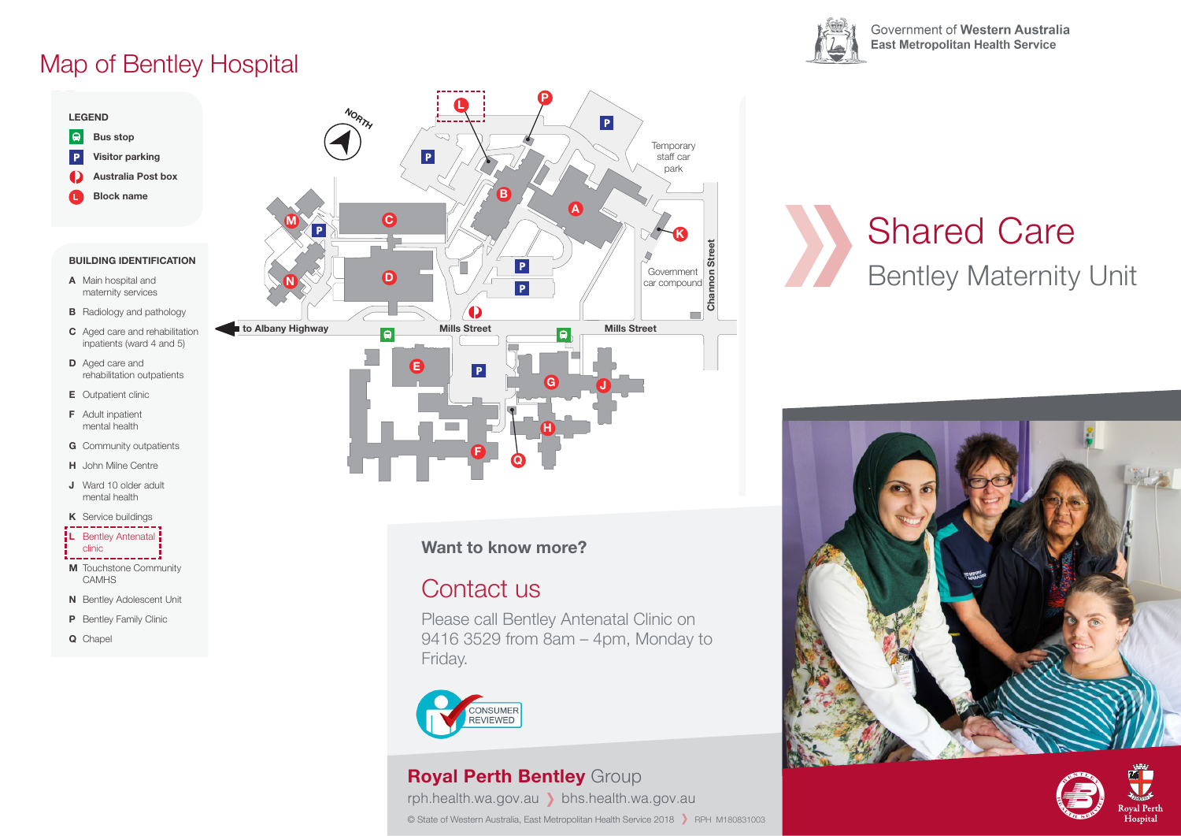# Map of Bentley Hospital

Government of **Western Australia**
**East Metropolitan Health Service**

**LEGEND**

- Bus stop
- Visitor parking
- Australia Post box
- Block name

**BUILDING IDENTIFICATION**

- **A** Main hospital and maternity services
- **B** Radiology and pathology
- **C** Aged care and rehabilitation inpatients (ward 4 and 5)
- **D** Aged care and rehabilitation outpatients
- **E** Outpatient clinic
- **F** Adult inpatient mental health
- **G** Community outpatients
- **H** John Milne Centre
- **J** Ward 10 older adult mental health
- **K** Service buildings
- **L** Bentley Antenatal clinic
- **M** Touchstone Community CAMHS
- **N** Bentley Adolescent Unit
- **P** Bentley Family Clinic
- **Q** Chapel

NORTH

to Albany Highway

Mills Street

Mills Street

Channon Street

Temporary staff car park

Government car compound

# Shared Care

## Bentley Maternity Unit

**Want to know more?**

## Contact us

Please call Bentley Antenatal Clinic on 9416 3529 from 8am – 4pm, Monday to Friday.

CONSUMER REVIEWED

**Royal Perth Bentley** Group

rph.health.wa.gov.au › bhs.health.wa.gov.au

© State of Western Australia, East Metropolitan Health Service 2018 › RPH M180831003

Royal Perth Hospital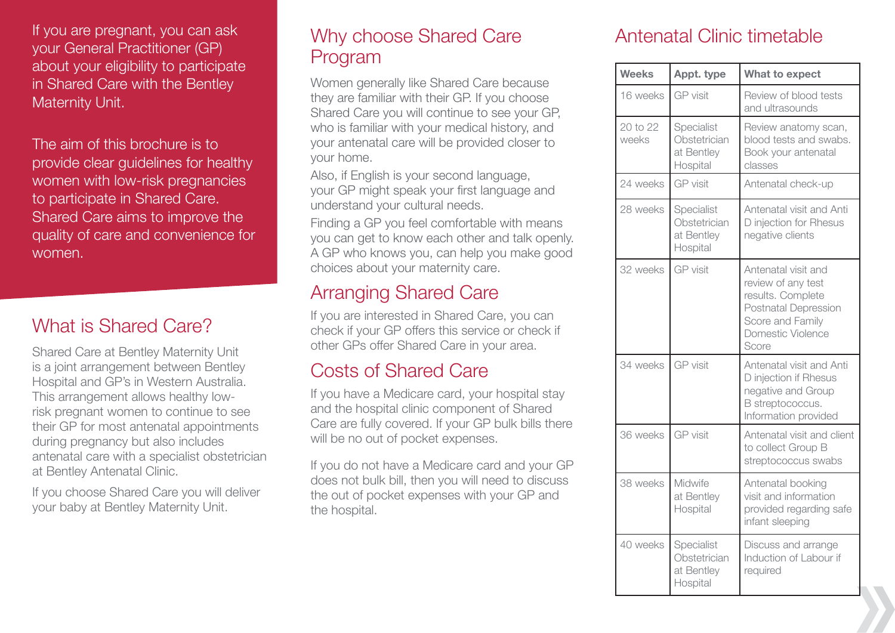If you are pregnant, you can ask your General Practitioner (GP) about your eligibility to participate in Shared Care with the Bentley Maternity Unit.

The aim of this brochure is to provide clear guidelines for healthy women with low-risk pregnancies to participate in Shared Care. Shared Care aims to improve the quality of care and convenience for women.

## What is Shared Care?

Shared Care at Bentley Maternity Unit is a joint arrangement between Bentley Hospital and GP's in Western Australia. This arrangement allows healthy low-risk pregnant women to continue to see their GP for most antenatal appointments during pregnancy but also includes antenatal care with a specialist obstetrician at Bentley Antenatal Clinic.

If you choose Shared Care you will deliver your baby at Bentley Maternity Unit.

## Why choose Shared Care Program

Women generally like Shared Care because they are familiar with their GP. If you choose Shared Care you will continue to see your GP, who is familiar with your medical history, and your antenatal care will be provided closer to your home.

Also, if English is your second language, your GP might speak your first language and understand your cultural needs.

Finding a GP you feel comfortable with means you can get to know each other and talk openly. A GP who knows you, can help you make good choices about your maternity care.

## Arranging Shared Care

If you are interested in Shared Care, you can check if your GP offers this service or check if other GPs offer Shared Care in your area.

## Costs of Shared Care

If you have a Medicare card, your hospital stay and the hospital clinic component of Shared Care are fully covered. If your GP bulk bills there will be no out of pocket expenses.

If you do not have a Medicare card and your GP does not bulk bill, then you will need to discuss the out of pocket expenses with your GP and the hospital.

## Antenatal Clinic timetable

| Weeks | Appt. type | What to expect |
|---|---|---|
| 16 weeks | GP visit | Review of blood tests and ultrasounds |
| 20 to 22 weeks | Specialist Obstetrician at Bentley Hospital | Review anatomy scan, blood tests and swabs. Book your antenatal classes |
| 24 weeks | GP visit | Antenatal check-up |
| 28 weeks | Specialist Obstetrician at Bentley Hospital | Antenatal visit and Anti D injection for Rhesus negative clients |
| 32 weeks | GP visit | Antenatal visit and review of any test results. Complete Postnatal Depression Score and Family Domestic Violence Score |
| 34 weeks | GP visit | Antenatal visit and Anti D injection if Rhesus negative and Group B streptococcus. Information provided |
| 36 weeks | GP visit | Antenatal visit and client to collect Group B streptococcus swabs |
| 38 weeks | Midwife at Bentley Hospital | Antenatal booking visit and information provided regarding safe infant sleeping |
| 40 weeks | Specialist Obstetrician at Bentley Hospital | Discuss and arrange Induction of Labour if required |